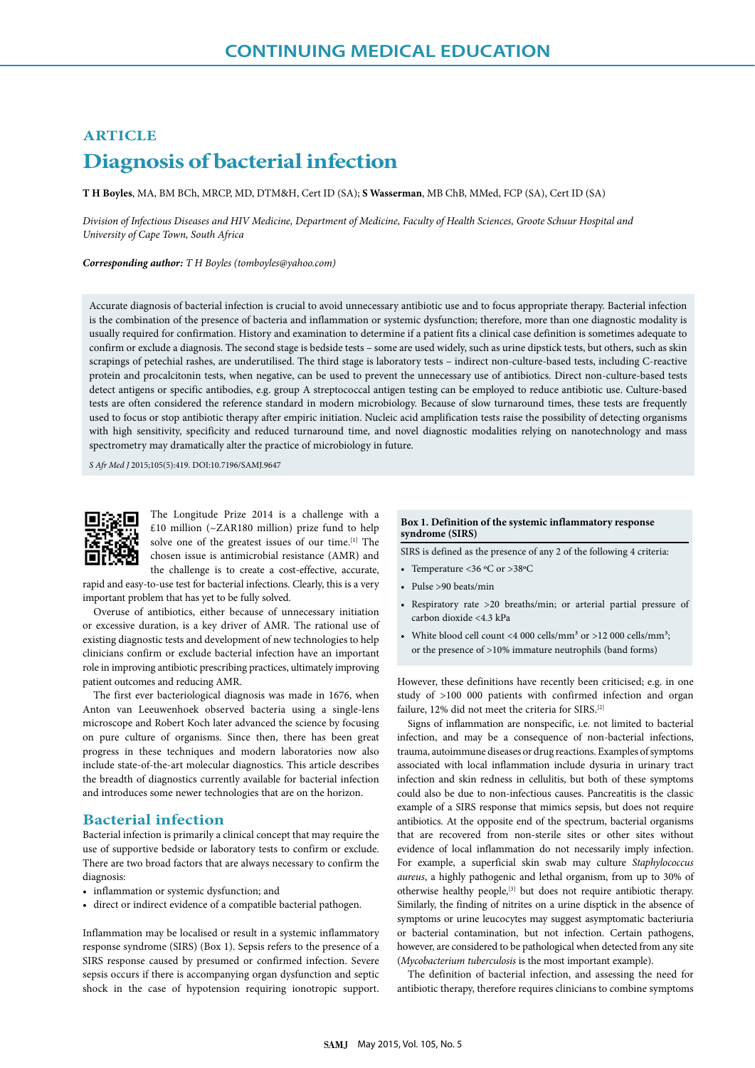ARTICLE

# Diagnosis of bacterial infection

**T H Boyles**, MA, BM BCh, MRCP, MD, DTM&H, Cert ID (SA); **S Wasserman**, MB ChB, MMed, FCP (SA), Cert ID (SA)

*Division of Infectious Diseases and HIV Medicine, Department of Medicine, Faculty of Health Sciences, Groote Schuur Hospital and University of Cape Town, South Africa*

***Corresponding author:** T H Boyles (tomboyles@yahoo.com)*

Accurate diagnosis of bacterial infection is crucial to avoid unnecessary antibiotic use and to focus appropriate therapy. Bacterial infection is the combination of the presence of bacteria and inflammation or systemic dysfunction; therefore, more than one diagnostic modality is usually required for confirmation. History and examination to determine if a patient fits a clinical case definition is sometimes adequate to confirm or exclude a diagnosis. The second stage is bedside tests – some are used widely, such as urine dipstick tests, but others, such as skin scrapings of petechial rashes, are underutilised. The third stage is laboratory tests – indirect non-culture-based tests, including C-reactive protein and procalcitonin tests, when negative, can be used to prevent the unnecessary use of antibiotics. Direct non-culture-based tests detect antigens or specific antibodies, e.g. group A streptococcal antigen testing can be employed to reduce antibiotic use. Culture-based tests are often considered the reference standard in modern microbiology. Because of slow turnaround times, these tests are frequently used to focus or stop antibiotic therapy after empiric initiation. Nucleic acid amplification tests raise the possibility of detecting organisms with high sensitivity, specificity and reduced turnaround time, and novel diagnostic modalities relying on nanotechnology and mass spectrometry may dramatically alter the practice of microbiology in future.

*S Afr Med J* 2015;105(5):419. DOI:10.7196/SAMJ.9647

The Longitude Prize 2014 is a challenge with a £10 million (~ZAR180 million) prize fund to help solve one of the greatest issues of our time.[1] The chosen issue is antimicrobial resistance (AMR) and the challenge is to create a cost-effective, accurate, rapid and easy-to-use test for bacterial infections. Clearly, this is a very important problem that has yet to be fully solved.

Overuse of antibiotics, either because of unnecessary initiation or excessive duration, is a key driver of AMR. The rational use of existing diagnostic tests and development of new technologies to help clinicians confirm or exclude bacterial infection have an important role in improving antibiotic prescribing practices, ultimately improving patient outcomes and reducing AMR.

The first ever bacteriological diagnosis was made in 1676, when Anton van Leeuwenhoek observed bacteria using a single-lens microscope and Robert Koch later advanced the science by focusing on pure culture of organisms. Since then, there has been great progress in these techniques and modern laboratories now also include state-of-the-art molecular diagnostics. This article describes the breadth of diagnostics currently available for bacterial infection and introduces some newer technologies that are on the horizon.

## Bacterial infection

Bacterial infection is primarily a clinical concept that may require the use of supportive bedside or laboratory tests to confirm or exclude. There are two broad factors that are always necessary to confirm the diagnosis:

- inflammation or systemic dysfunction; and
- direct or indirect evidence of a compatible bacterial pathogen.

Inflammation may be localised or result in a systemic inflammatory response syndrome (SIRS) (Box 1). Sepsis refers to the presence of a SIRS response caused by presumed or confirmed infection. Severe sepsis occurs if there is accompanying organ dysfunction and septic shock in the case of hypotension requiring ionotropic support.

**Box 1. Definition of the systemic inflammatory response syndrome (SIRS)**

SIRS is defined as the presence of any 2 of the following 4 criteria:

- Temperature <36 ºC or >38ºC
- Pulse >90 beats/min
- Respiratory rate >20 breaths/min; or arterial partial pressure of carbon dioxide <4.3 kPa
- White blood cell count <4 000 cells/mm³ or >12 000 cells/mm³; or the presence of >10% immature neutrophils (band forms)

However, these definitions have recently been criticised; e.g. in one study of >100 000 patients with confirmed infection and organ failure, 12% did not meet the criteria for SIRS.[2]

Signs of inflammation are nonspecific, i.e. not limited to bacterial infection, and may be a consequence of non-bacterial infections, trauma, autoimmune diseases or drug reactions. Examples of symptoms associated with local inflammation include dysuria in urinary tract infection and skin redness in cellulitis, but both of these symptoms could also be due to non-infectious causes. Pancreatitis is the classic example of a SIRS response that mimics sepsis, but does not require antibiotics. At the opposite end of the spectrum, bacterial organisms that are recovered from non-sterile sites or other sites without evidence of local inflammation do not necessarily imply infection. For example, a superficial skin swab may culture *Staphylococcus aureus*, a highly pathogenic and lethal organism, from up to 30% of otherwise healthy people,[3] but does not require antibiotic therapy. Similarly, the finding of nitrites on a urine disptick in the absence of symptoms or urine leucocytes may suggest asymptomatic bacteriuria or bacterial contamination, but not infection. Certain pathogens, however, are considered to be pathological when detected from any site (*Mycobacterium tuberculosis* is the most important example).

The definition of bacterial infection, and assessing the need for antibiotic therapy, therefore requires clinicians to combine symptoms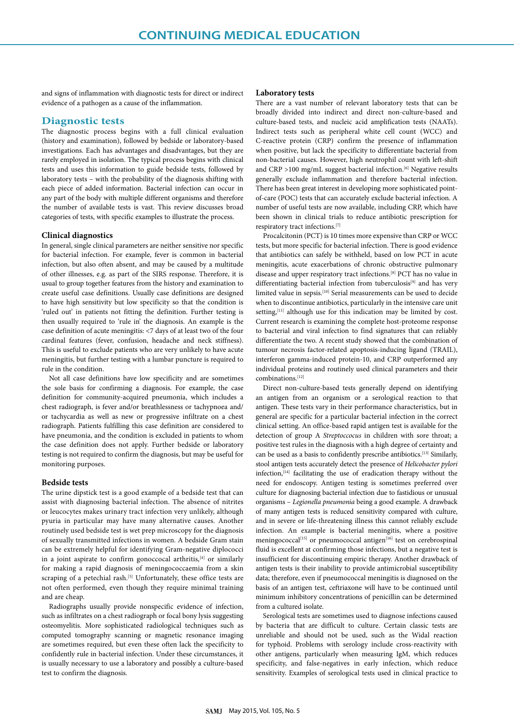and signs of inflammation with diagnostic tests for direct or indirect evidence of a pathogen as a cause of the inflammation.

## Diagnostic tests

The diagnostic process begins with a full clinical evaluation (history and examination), followed by bedside or laboratory-based investigations. Each has advantages and disadvantages, but they are rarely employed in isolation. The typical process begins with clinical tests and uses this information to guide bedside tests, followed by laboratory tests – with the probability of the diagnosis shifting with each piece of added information. Bacterial infection can occur in any part of the body with multiple different organisms and therefore the number of available tests is vast. This review discusses broad categories of tests, with specific examples to illustrate the process.

### Clinical diagnostics

In general, single clinical parameters are neither sensitive nor specific for bacterial infection. For example, fever is common in bacterial infection, but also often absent, and may be caused by a multitude of other illnesses, e.g. as part of the SIRS response. Therefore, it is usual to group together features from the history and examination to create useful case definitions. Usually case definitions are designed to have high sensitivity but low specificity so that the condition is 'ruled out' in patients not fitting the definition. Further testing is then usually required to 'rule in' the diagnosis. An example is the case definition of acute meningitis: <7 days of at least two of the four cardinal features (fever, confusion, headache and neck stiffness). This is useful to exclude patients who are very unlikely to have acute meningitis, but further testing with a lumbar puncture is required to rule in the condition.

Not all case definitions have low specificity and are sometimes the sole basis for confirming a diagnosis. For example, the case definition for community-acquired pneumonia, which includes a chest radiograph, is fever and/or breathlessness or tachypnoea and/or tachycardia as well as new or progressive infiltrate on a chest radiograph. Patients fulfilling this case definition are considered to have pneumonia, and the condition is excluded in patients to whom the case definition does not apply. Further bedside or laboratory testing is not required to confirm the diagnosis, but may be useful for monitoring purposes.

### Bedside tests

The urine dipstick test is a good example of a bedside test that can assist with diagnosing bacterial infection. The absence of nitrites or leucocytes makes urinary tract infection very unlikely, although pyuria in particular may have many alternative causes. Another routinely used bedside test is wet prep microscopy for the diagnosis of sexually transmitted infections in women. A bedside Gram stain can be extremely helpful for identifying Gram-negative diplococci in a joint aspirate to confirm gonococcal arthritis,[4] or similarly for making a rapid diagnosis of meningococcaemia from a skin scraping of a petechial rash.[5] Unfortunately, these office tests are not often performed, even though they require minimal training and are cheap.

Radiographs usually provide nonspecific evidence of infection, such as infiltrates on a chest radiograph or focal bony lysis suggesting osteomyelitis. More sophisticated radiological techniques such as computed tomography scanning or magnetic resonance imaging are sometimes required, but even these often lack the specificity to confidently rule in bacterial infection. Under these circumstances, it is usually necessary to use a laboratory and possibly a culture-based test to confirm the diagnosis.

### Laboratory tests

There are a vast number of relevant laboratory tests that can be broadly divided into indirect and direct non-culture-based and culture-based tests, and nucleic acid amplification tests (NAATs). Indirect tests such as peripheral white cell count (WCC) and C-reactive protein (CRP) confirm the presence of inflammation when positive, but lack the specificity to differentiate bacterial from non-bacterial causes. However, high neutrophil count with left-shift and CRP >100 mg/mL suggest bacterial infection.[6] Negative results generally exclude inflammation and therefore bacterial infection. There has been great interest in developing more sophisticated point-of-care (POC) tests that can accurately exclude bacterial infection. A number of useful tests are now available, including CRP, which have been shown in clinical trials to reduce antibiotic prescription for respiratory tract infections.[7]

Procalcitonin (PCT) is 10 times more expensive than CRP or WCC tests, but more specific for bacterial infection. There is good evidence that antibiotics can safely be withheld, based on low PCT in acute meningitis, acute exacerbations of chronic obstructive pulmonary disease and upper respiratory tract infections.[8] PCT has no value in differentiating bacterial infection from tuberculosis[9] and has very limited value in sepsis.[10] Serial measurements can be used to decide when to discontinue antibiotics, particularly in the intensive care unit setting,[11] although use for this indication may be limited by cost. Current research is examining the complete host-proteome response to bacterial and viral infection to find signatures that can reliably differentiate the two. A recent study showed that the combination of tumour necrosis factor-related apoptosis-inducing ligand (TRAIL), interferon gamma-induced protein-10, and CRP outperformed any individual proteins and routinely used clinical parameters and their combinations.[12]

Direct non-culture-based tests generally depend on identifying an antigen from an organism or a serological reaction to that antigen. These tests vary in their performance characteristics, but in general are specific for a particular bacterial infection in the correct clinical setting. An office-based rapid antigen test is available for the detection of group A *Streptoccocus* in children with sore throat; a positive test rules in the diagnosis with a high degree of certainty and can be used as a basis to confidently prescribe antibiotics.[13] Similarly, stool antigen tests accurately detect the presence of *Helicobacter pylori* infection,[14] facilitating the use of eradication therapy without the need for endoscopy. Antigen testing is sometimes preferred over culture for diagnosing bacterial infection due to fastidious or unusual organisms – *Legionella pneumonia* being a good example. A drawback of many antigen tests is reduced sensitivity compared with culture, and in severe or life-threatening illness this cannot reliably exclude infection. An example is bacterial meningitis, where a positive meningococcal[15] or pneumococcal antigen[16] test on cerebrospinal fluid is excellent at confirming those infections, but a negative test is insufficient for discontinuing empiric therapy. Another drawback of antigen tests is their inability to provide antimicrobial susceptibility data; therefore, even if pneumococcal meningitis is diagnosed on the basis of an antigen test, ceftriaxone will have to be continued until minimum inhibitory concentrations of penicillin can be determined from a cultured isolate.

Serological tests are sometimes used to diagnose infections caused by bacteria that are difficult to culture. Certain classic tests are unreliable and should not be used, such as the Widal reaction for typhoid. Problems with serology include cross-reactivity with other antigens, particularly when measuring IgM, which reduces specificity, and false-negatives in early infection, which reduce sensitivity. Examples of serological tests used in clinical practice to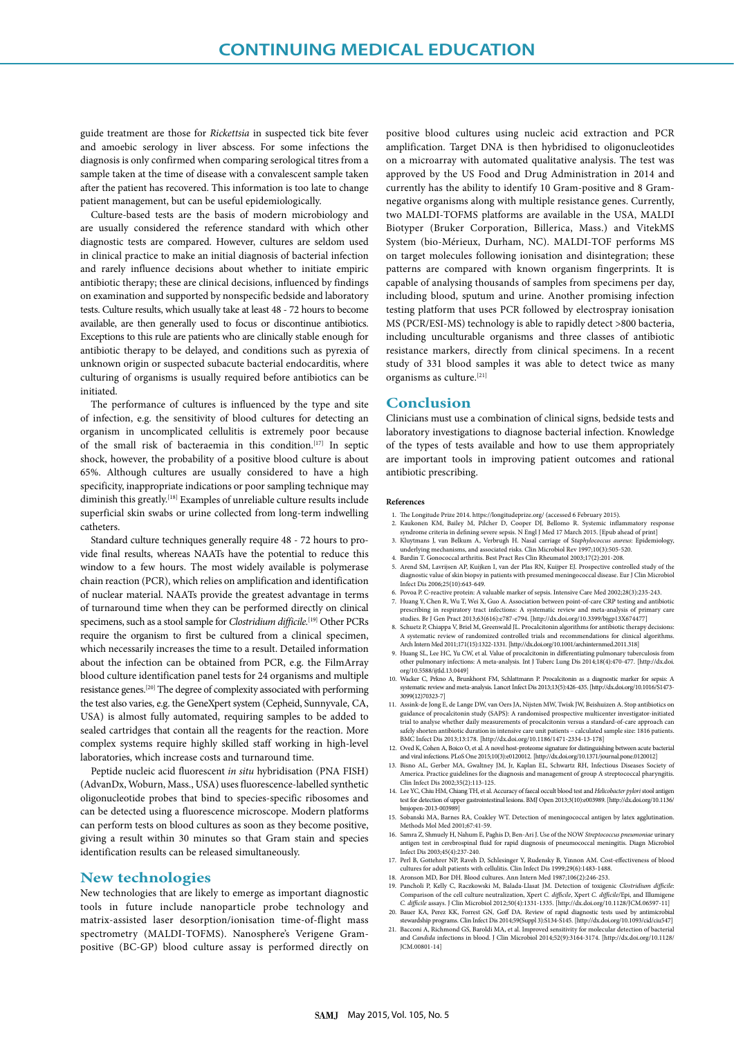guide treatment are those for *Rickettsia* in suspected tick bite fever and amoebic serology in liver abscess. For some infections the diagnosis is only confirmed when comparing serological titres from a sample taken at the time of disease with a convalescent sample taken after the patient has recovered. This information is too late to change patient management, but can be useful epidemiologically.

Culture-based tests are the basis of modern microbiology and are usually considered the reference standard with which other diagnostic tests are compared. However, cultures are seldom used in clinical practice to make an initial diagnosis of bacterial infection and rarely influence decisions about whether to initiate empiric antibiotic therapy; these are clinical decisions, influenced by findings on examination and supported by nonspecific bedside and laboratory tests. Culture results, which usually take at least 48 - 72 hours to become available, are then generally used to focus or discontinue antibiotics. Exceptions to this rule are patients who are clinically stable enough for antibiotic therapy to be delayed, and conditions such as pyrexia of unknown origin or suspected subacute bacterial endocarditis, where culturing of organisms is usually required before antibiotics can be initiated.

The performance of cultures is influenced by the type and site of infection, e.g. the sensitivity of blood cultures for detecting an organism in uncomplicated cellulitis is extremely poor because of the small risk of bacteraemia in this condition.[17] In septic shock, however, the probability of a positive blood culture is about 65%. Although cultures are usually considered to have a high specificity, inappropriate indications or poor sampling technique may diminish this greatly.[18] Examples of unreliable culture results include superficial skin swabs or urine collected from long-term indwelling catheters.

Standard culture techniques generally require 48 - 72 hours to provide final results, whereas NAATs have the potential to reduce this window to a few hours. The most widely available is polymerase chain reaction (PCR), which relies on amplification and identification of nuclear material. NAATs provide the greatest advantage in terms of turnaround time when they can be performed directly on clinical specimens, such as a stool sample for *Clostridium difficile*.[19] Other PCRs require the organism to first be cultured from a clinical specimen, which necessarily increases the time to a result. Detailed information about the infection can be obtained from PCR, e.g. the FilmArray blood culture identification panel tests for 24 organisms and multiple resistance genes.[20] The degree of complexity associated with performing the test also varies, e.g. the GeneXpert system (Cepheid, Sunnyvale, CA, USA) is almost fully automated, requiring samples to be added to sealed cartridges that contain all the reagents for the reaction. More complex systems require highly skilled staff working in high-level laboratories, which increase costs and turnaround time.

Peptide nucleic acid fluorescent *in situ* hybridisation (PNA FISH) (AdvanDx, Woburn, Mass., USA) uses fluorescence-labelled synthetic oligonucleotide probes that bind to species-specific ribosomes and can be detected using a fluorescence microscope. Modern platforms can perform tests on blood cultures as soon as they become positive, giving a result within 30 minutes so that Gram stain and species identification results can be released simultaneously.

## New technologies

New technologies that are likely to emerge as important diagnostic tools in future include nanoparticle probe technology and matrix-assisted laser desorption/ionisation time-of-flight mass spectrometry (MALDI-TOFMS). Nanosphere's Verigene Gram-positive (BC-GP) blood culture assay is performed directly on positive blood cultures using nucleic acid extraction and PCR amplification. Target DNA is then hybridised to oligonucleotides on a microarray with automated qualitative analysis. The test was approved by the US Food and Drug Administration in 2014 and currently has the ability to identify 10 Gram-positive and 8 Gram-negative organisms along with multiple resistance genes. Currently, two MALDI-TOFMS platforms are available in the USA, MALDI Biotyper (Bruker Corporation, Billerica, Mass.) and VitekMS System (bio-Mérieux, Durham, NC). MALDI-TOF performs MS on target molecules following ionisation and disintegration; these patterns are compared with known organism fingerprints. It is capable of analysing thousands of samples from specimens per day, including blood, sputum and urine. Another promising infection testing platform that uses PCR followed by electrospray ionisation MS (PCR/ESI-MS) technology is able to rapidly detect >800 bacteria, including unculturable organisms and three classes of antibiotic resistance markers, directly from clinical specimens. In a recent study of 331 blood samples it was able to detect twice as many organisms as culture.[21]

## Conclusion

Clinicians must use a combination of clinical signs, bedside tests and laboratory investigations to diagnose bacterial infection. Knowledge of the types of tests available and how to use them appropriately are important tools in improving patient outcomes and rational antibiotic prescribing.

#### References

1. The Longitude Prize 2014. https://longitudeprize.org/ (accessed 6 February 2015).
2. Kaukonen KM, Bailey M, Pilcher D, Cooper DJ, Bellomo R. Systemic inflammatory response syndrome criteria in defining severe sepsis. N Engl J Med 17 March 2015. [Epub ahead of print]
3. Kluytmans J, van Belkum A, Verbrugh H. Nasal carriage of *Staphylococcus aureus*: Epidemiology, underlying mechanisms, and associated risks. Clin Microbiol Rev 1997;10(3):505-520.
4. Bardin T. Gonococcal arthritis. Best Pract Res Clin Rheumatol 2003;17(2):201-208.
5. Arend SM, Lavrijsen AP, Kuijken I, van der Plas RN, Kuijper EJ. Prospective controlled study of the diagnostic value of skin biopsy in patients with presumed meningococcal disease. Eur J Clin Microbiol Infect Dis 2006;25(10):643-649.
6. Povoa P. C-reactive protein: A valuable marker of sepsis. Intensive Care Med 2002;28(3):235-243.
7. Huang Y, Chen R, Wu T, Wei X, Guo A. Association between point-of-care CRP testing and antibiotic prescribing in respiratory tract infections: A systematic review and meta-analysis of primary care studies. Br J Gen Pract 2013;63(616):e787-e794. [http://dx.doi.org/10.3399/bjgp13X674477]
8. Schuetz P, Chiappa V, Briel M, Greenwald JL. Procalcitonin algorithms for antibiotic therapy decisions: A systematic review of randomized controlled trials and recommendations for clinical algorithms. Arch Intern Med 2011;171(15):1322-1331. [http://dx.doi.org/10.1001/archinternmed.2011.318]
9. Huang SL, Lee HC, Yu CW, et al. Value of procalcitonin in differentiating pulmonary tuberculosis from other pulmonary infections: A meta-analysis. Int J Tuberc Lung Dis 2014;18(4):470-477. [http://dx.doi.org/10.5588/ijtld.13.0449]
10. Wacker C, Prkno A, Brunkhorst FM, Schlattmann P. Procalcitonin as a diagnostic marker for sepsis: A systematic review and meta-analysis. Lancet Infect Dis 2013;13(5):426-435. [http://dx.doi.org/10.1016/S1473-3099(12)70323-7]
11. Assink-de Jong E, de Lange DW, van Oers JA, Nijsten MW, Twisk JW, Beishuizen A. Stop antibiotics on guidance of procalcitonin study (SAPS): A randomised prospective multicenter investigator-initiated trial to analyse whether daily measurements of procalcitonin versus a standard-of-care approach can safely shorten antibiotic duration in intensive care unit patients – calculated sample size: 1816 patients. BMC Infect Dis 2013;13:178. [http://dx.doi.org/10.1186/1471-2334-13-178]
12. Oved K, Cohen A, Boico O, et al. A novel host-proteome signature for distinguishing between acute bacterial and viral infections. PLoS One 2015;10(3):e0120012. [http://dx.doi.org/10.1371/journal.pone.0120012]
13. Bisno AL, Gerber MA, Gwaltney JM, Jr, Kaplan EL, Schwartz RH, Infectious Diseases Society of America. Practice guidelines for the diagnosis and management of group A streptococcal pharyngitis. Clin Infect Dis 2002;35(2):113-125.
14. Lee YC, Chiu HM, Chiang TH, et al. Accuracy of faecal occult blood test and *Helicobacter pylori* stool antigen test for detection of upper gastrointestinal lesions. BMJ Open 2013;3(10):e003989. [http://dx.doi.org/10.1136/bmjopen-2013-003989]
15. Sobanski MA, Barnes RA, Coakley WT. Detection of meningococcal antigen by latex agglutination. Methods Mol Med 2001;67:41-59.
16. Samra Z, Shmuely H, Nahum E, Paghis D, Ben-Ari J. Use of the NOW *Streptococcus pneumoniae* urinary antigen test in cerebrospinal fluid for rapid diagnosis of pneumococcal meningitis. Diagn Microbiol Infect Dis 2003;45(4):237-240.
17. Perl B, Gottehrer NP, Raveh D, Schlesinger Y, Rudensky B, Yinnon AM. Cost-effectiveness of blood cultures for adult patients with cellulitis. Clin Infect Dis 1999;29(6):1483-1488.
18. Aronson MD, Bor DH. Blood cultures. Ann Intern Med 1987;106(2):246-253.
19. Pancholi P, Kelly C, Raczkowski M, Balada-Llasat JM. Detection of toxigenic *Clostridium difficile*: Comparison of the cell culture neutralization, Xpert *C. difficile*, Xpert *C. difficile*/Epi, and Illumigene *C. difficile* assays. J Clin Microbiol 2012;50(4):1331-1335. [http://dx.doi.org/10.1128/JCM.06597-11]
20. Bauer KA, Perez KK, Forrest GN, Goff DA. Review of rapid diagnostic tests used by antimicrobial stewardship programs. Clin Infect Dis 2014;59(Suppl 3):S134-S145. [http://dx.doi.org/10.1093/cid/ciu547]
21. Bacconi A, Richmond GS, Baroldi MA, et al. Improved sensitivity for molecular detection of bacterial and *Candida* infections in blood. J Clin Microbiol 2014;52(9):3164-3174. [http://dx.doi.org/10.1128/JCM.00801-14]